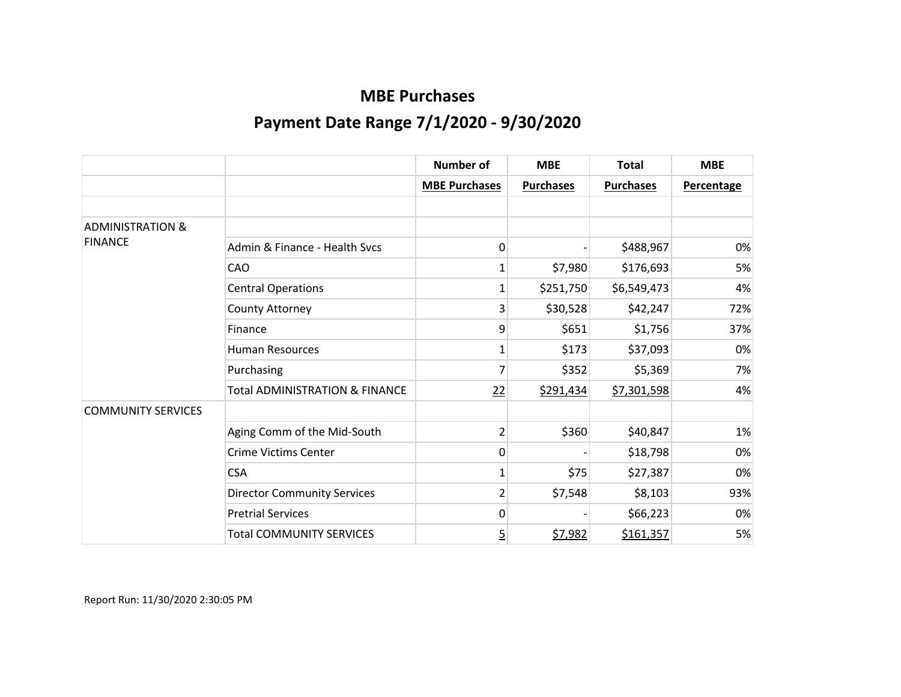# MBE Purchases

## Payment Date Range 7/1/2020 - 9/30/2020

| | | Number of MBE Purchases | MBE Purchases | Total Purchases | MBE Percentage |
|---|---|---|---|---|---|
| | | | | | |
| ADMINISTRATION & FINANCE | | | | | |
| | Admin & Finance - Health Svcs | 0 | - | $488,967 | 0% |
| | CAO | 1 | $7,980 | $176,693 | 5% |
| | Central Operations | 1 | $251,750 | $6,549,473 | 4% |
| | County Attorney | 3 | $30,528 | $42,247 | 72% |
| | Finance | 9 | $651 | $1,756 | 37% |
| | Human Resources | 1 | $173 | $37,093 | 0% |
| | Purchasing | 7 | $352 | $5,369 | 7% |
| | Total ADMINISTRATION & FINANCE | 22 | $291,434 | $7,301,598 | 4% |
| COMMUNITY SERVICES | | | | | |
| | Aging Comm of the Mid-South | 2 | $360 | $40,847 | 1% |
| | Crime Victims Center | 0 | - | $18,798 | 0% |
| | CSA | 1 | $75 | $27,387 | 0% |
| | Director Community Services | 2 | $7,548 | $8,103 | 93% |
| | Pretrial Services | 0 | - | $66,223 | 0% |
| | Total COMMUNITY SERVICES | 5 | $7,982 | $161,357 | 5% |

Report Run: 11/30/2020 2:30:05 PM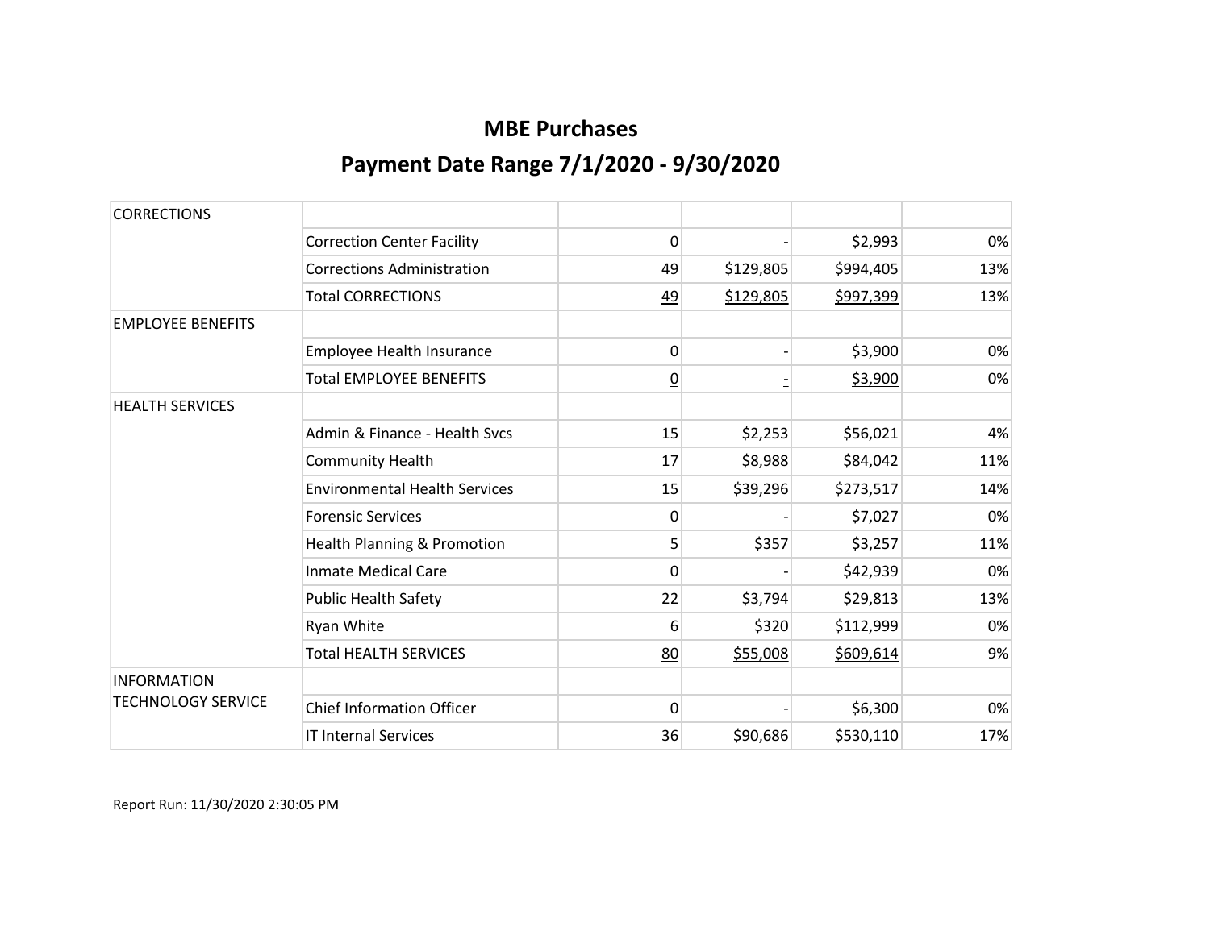# MBE Purchases

## Payment Date Range 7/1/2020 - 9/30/2020

| | | | | | |
|---|---|---|---|---|---|
| CORRECTIONS | | | | | |
| | Correction Center Facility | 0 | - | $2,993 | 0% |
| | Corrections Administration | 49 | $129,805 | $994,405 | 13% |
| | Total CORRECTIONS | 49 | $129,805 | $997,399 | 13% |
| EMPLOYEE BENEFITS | | | | | |
| | Employee Health Insurance | 0 | - | $3,900 | 0% |
| | Total EMPLOYEE BENEFITS | 0 | - | $3,900 | 0% |
| HEALTH SERVICES | | | | | |
| | Admin & Finance - Health Svcs | 15 | $2,253 | $56,021 | 4% |
| | Community Health | 17 | $8,988 | $84,042 | 11% |
| | Environmental Health Services | 15 | $39,296 | $273,517 | 14% |
| | Forensic Services | 0 | - | $7,027 | 0% |
| | Health Planning & Promotion | 5 | $357 | $3,257 | 11% |
| | Inmate Medical Care | 0 | - | $42,939 | 0% |
| | Public Health Safety | 22 | $3,794 | $29,813 | 13% |
| | Ryan White | 6 | $320 | $112,999 | 0% |
| | Total HEALTH SERVICES | 80 | $55,008 | $609,614 | 9% |
| INFORMATION TECHNOLOGY SERVICE | | | | | |
| | Chief Information Officer | 0 | - | $6,300 | 0% |
| | IT Internal Services | 36 | $90,686 | $530,110 | 17% |

Report Run: 11/30/2020 2:30:05 PM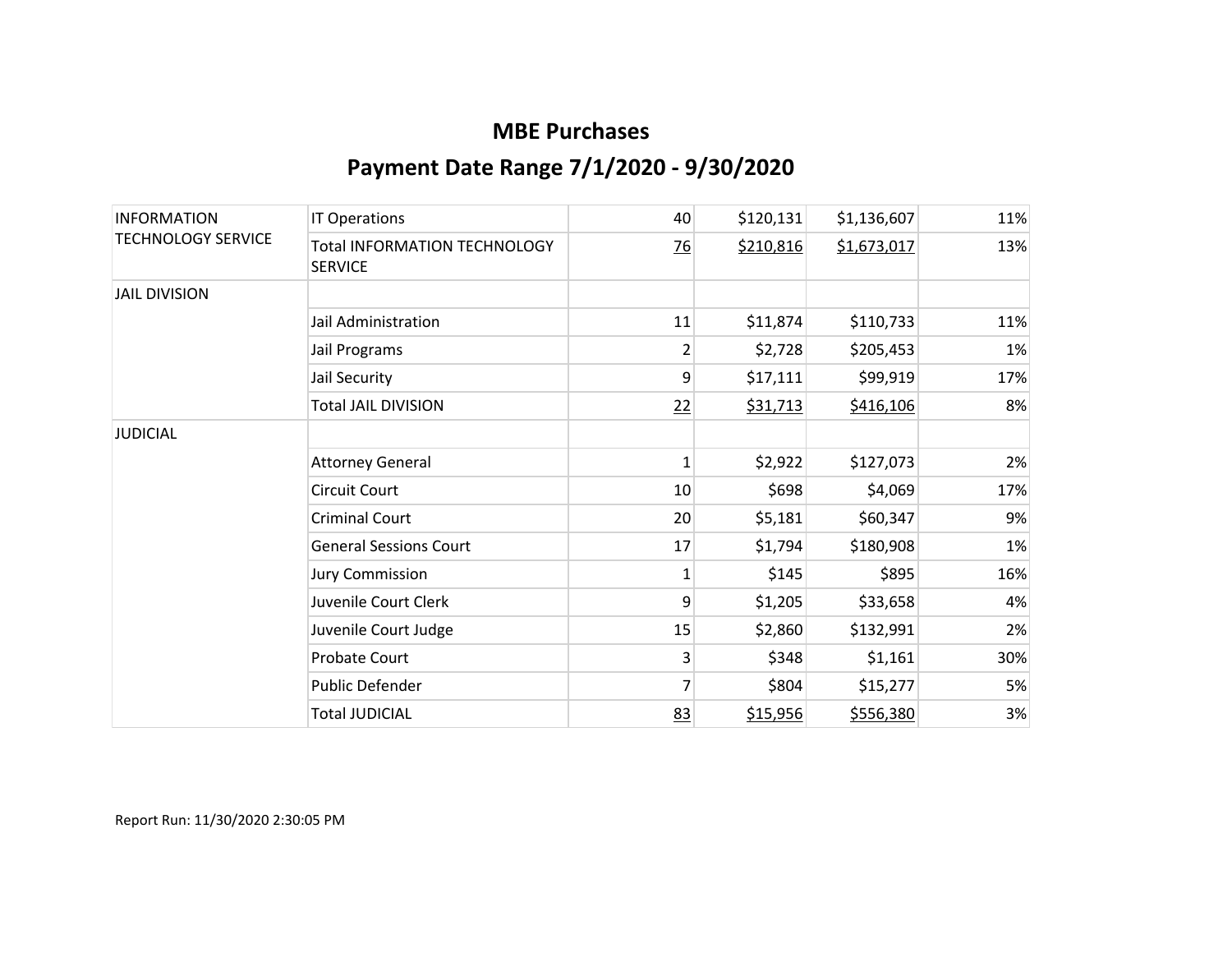# MBE Purchases

## Payment Date Range 7/1/2020 - 9/30/2020

| | | | | | |
|---|---|---|---|---|---|
| INFORMATION TECHNOLOGY SERVICE | IT Operations | 40 | $120,131 | $1,136,607 | 11% |
| | Total INFORMATION TECHNOLOGY SERVICE | 76 | $210,816 | $1,673,017 | 13% |
| JAIL DIVISION | | | | | |
| | Jail Administration | 11 | $11,874 | $110,733 | 11% |
| | Jail Programs | 2 | $2,728 | $205,453 | 1% |
| | Jail Security | 9 | $17,111 | $99,919 | 17% |
| | Total JAIL DIVISION | 22 | $31,713 | $416,106 | 8% |
| JUDICIAL | | | | | |
| | Attorney General | 1 | $2,922 | $127,073 | 2% |
| | Circuit Court | 10 | $698 | $4,069 | 17% |
| | Criminal Court | 20 | $5,181 | $60,347 | 9% |
| | General Sessions Court | 17 | $1,794 | $180,908 | 1% |
| | Jury Commission | 1 | $145 | $895 | 16% |
| | Juvenile Court Clerk | 9 | $1,205 | $33,658 | 4% |
| | Juvenile Court Judge | 15 | $2,860 | $132,991 | 2% |
| | Probate Court | 3 | $348 | $1,161 | 30% |
| | Public Defender | 7 | $804 | $15,277 | 5% |
| | Total JUDICIAL | 83 | $15,956 | $556,380 | 3% |

Report Run: 11/30/2020 2:30:05 PM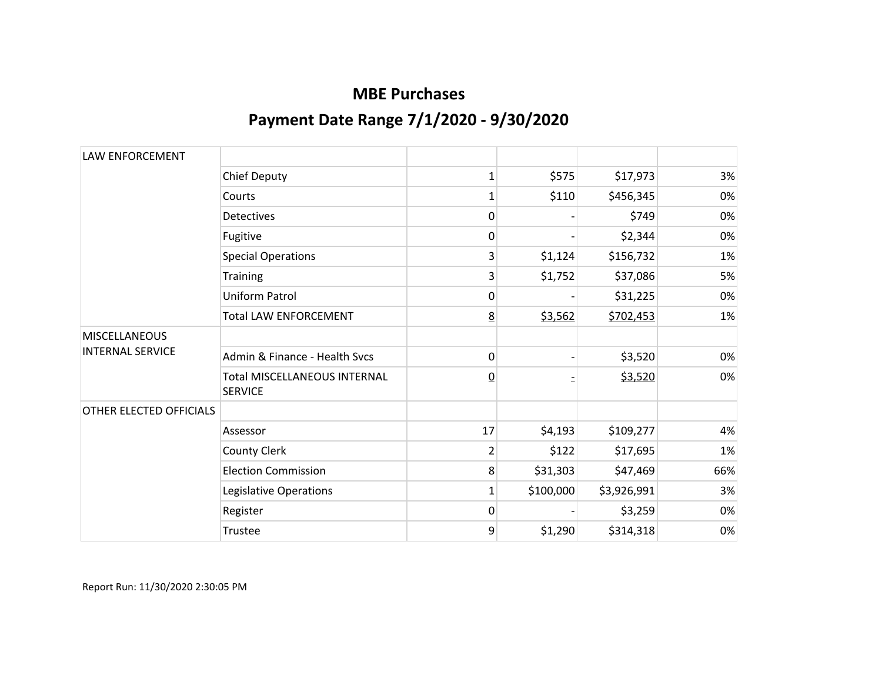# MBE Purchases

# Payment Date Range 7/1/2020 - 9/30/2020

| | | | | | |
|---|---|---|---|---|---|
| LAW ENFORCEMENT | | | | | |
| | Chief Deputy | 1 | $575 | $17,973 | 3% |
| | Courts | 1 | $110 | $456,345 | 0% |
| | Detectives | 0 | - | $749 | 0% |
| | Fugitive | 0 | - | $2,344 | 0% |
| | Special Operations | 3 | $1,124 | $156,732 | 1% |
| | Training | 3 | $1,752 | $37,086 | 5% |
| | Uniform Patrol | 0 | - | $31,225 | 0% |
| | Total LAW ENFORCEMENT | 8 | $3,562 | $702,453 | 1% |
| MISCELLANEOUS INTERNAL SERVICE | | | | | |
| | Admin & Finance - Health Svcs | 0 | - | $3,520 | 0% |
| | Total MISCELLANEOUS INTERNAL SERVICE | 0 | - | $3,520 | 0% |
| OTHER ELECTED OFFICIALS | | | | | |
| | Assessor | 17 | $4,193 | $109,277 | 4% |
| | County Clerk | 2 | $122 | $17,695 | 1% |
| | Election Commission | 8 | $31,303 | $47,469 | 66% |
| | Legislative Operations | 1 | $100,000 | $3,926,991 | 3% |
| | Register | 0 | - | $3,259 | 0% |
| | Trustee | 9 | $1,290 | $314,318 | 0% |

Report Run: 11/30/2020 2:30:05 PM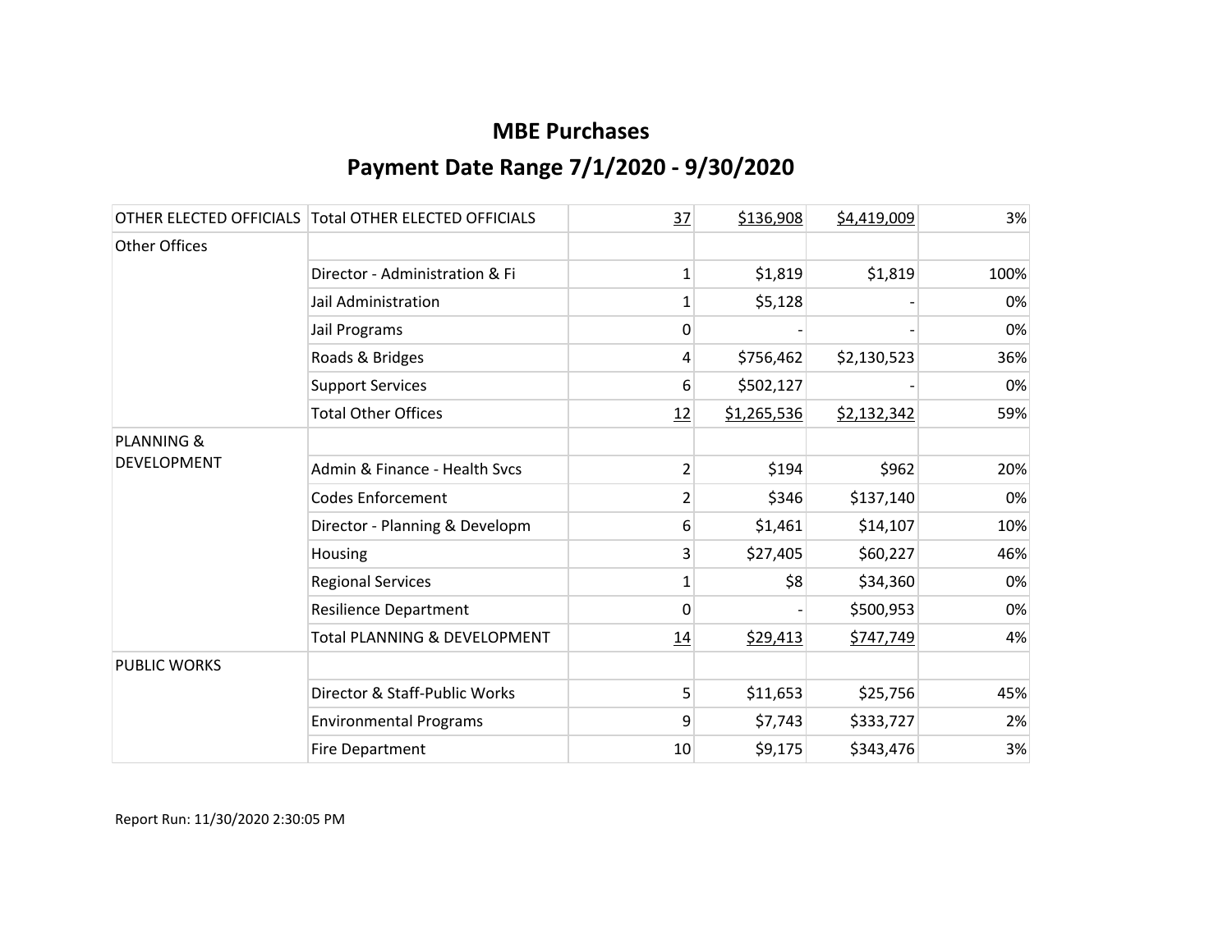# MBE Purchases

## Payment Date Range 7/1/2020 - 9/30/2020

| | | | | | |
|---|---|---|---|---|---|
| OTHER ELECTED OFFICIALS | Total OTHER ELECTED OFFICIALS | 37 | $136,908 | $4,419,009 | 3% |
| Other Offices | | | | | |
| | Director - Administration & Fi | 1 | $1,819 | $1,819 | 100% |
| | Jail Administration | 1 | $5,128 | - | 0% |
| | Jail Programs | 0 | - | - | 0% |
| | Roads & Bridges | 4 | $756,462 | $2,130,523 | 36% |
| | Support Services | 6 | $502,127 | - | 0% |
| | Total Other Offices | 12 | $1,265,536 | $2,132,342 | 59% |
| PLANNING & DEVELOPMENT | | | | | |
| | Admin & Finance - Health Svcs | 2 | $194 | $962 | 20% |
| | Codes Enforcement | 2 | $346 | $137,140 | 0% |
| | Director - Planning & Developm | 6 | $1,461 | $14,107 | 10% |
| | Housing | 3 | $27,405 | $60,227 | 46% |
| | Regional Services | 1 | $8 | $34,360 | 0% |
| | Resilience Department | 0 | - | $500,953 | 0% |
| | Total PLANNING & DEVELOPMENT | 14 | $29,413 | $747,749 | 4% |
| PUBLIC WORKS | | | | | |
| | Director & Staff-Public Works | 5 | $11,653 | $25,756 | 45% |
| | Environmental Programs | 9 | $7,743 | $333,727 | 2% |
| | Fire Department | 10 | $9,175 | $343,476 | 3% |

Report Run: 11/30/2020 2:30:05 PM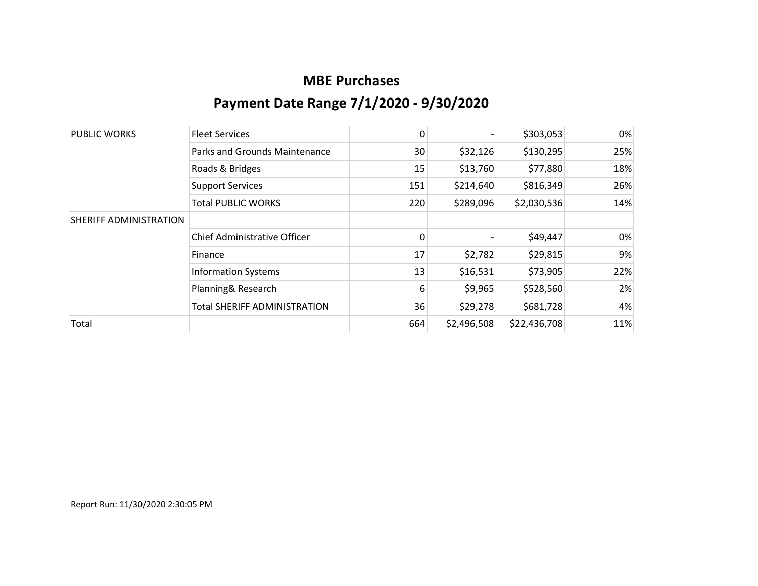## MBE Purchases

## Payment Date Range 7/1/2020 - 9/30/2020

| | | | | | |
|---|---|---|---|---|---|
| PUBLIC WORKS | Fleet Services | 0 | - | $303,053 | 0% |
| | Parks and Grounds Maintenance | 30 | $32,126 | $130,295 | 25% |
| | Roads & Bridges | 15 | $13,760 | $77,880 | 18% |
| | Support Services | 151 | $214,640 | $816,349 | 26% |
| | Total PUBLIC WORKS | 220 | $289,096 | $2,030,536 | 14% |
| SHERIFF ADMINISTRATION | | | | | |
| | Chief Administrative Officer | 0 | - | $49,447 | 0% |
| | Finance | 17 | $2,782 | $29,815 | 9% |
| | Information Systems | 13 | $16,531 | $73,905 | 22% |
| | Planning& Research | 6 | $9,965 | $528,560 | 2% |
| | Total SHERIFF ADMINISTRATION | 36 | $29,278 | $681,728 | 4% |
| Total | | 664 | $2,496,508 | $22,436,708 | 11% |

Report Run: 11/30/2020 2:30:05 PM